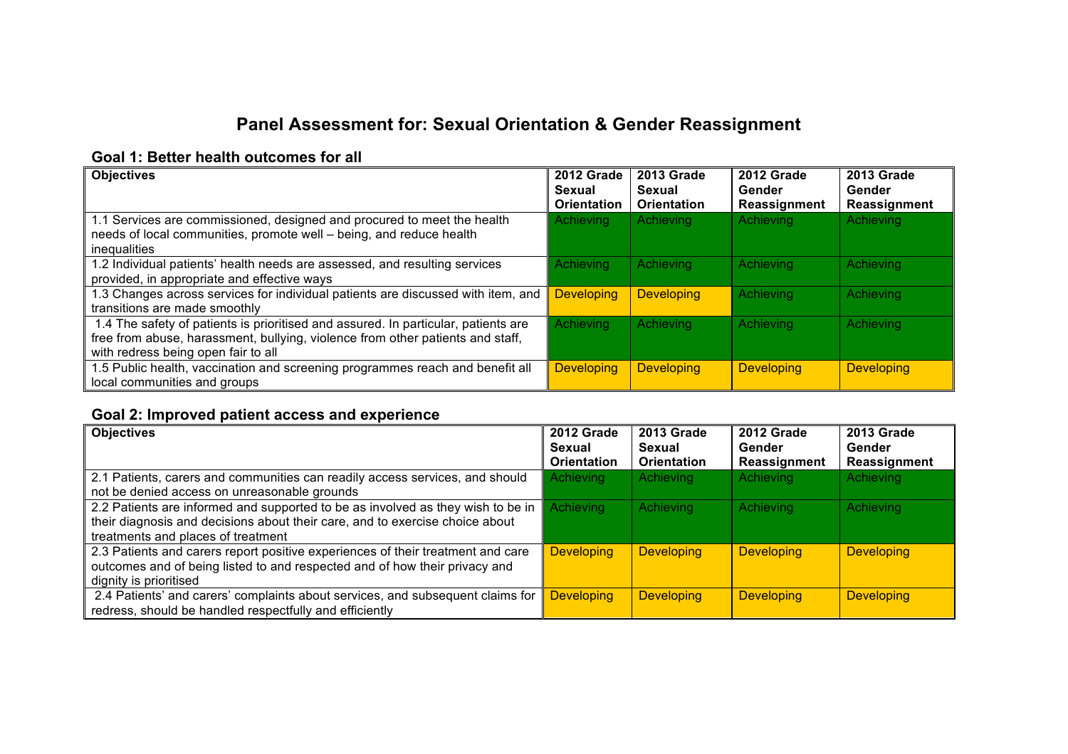# Panel Assessment for: Sexual Orientation & Gender Reassignment

## Goal 1: Better health outcomes for all

| Objectives | 2012 Grade Sexual Orientation | 2013 Grade Sexual Orientation | 2012 Grade Gender Reassignment | 2013 Grade Gender Reassignment |
|---|---|---|---|---|
| 1.1 Services are commissioned, designed and procured to meet the health needs of local communities, promote well – being, and reduce health inequalities | Achieving | Achieving | Achieving | Achieving |
| 1.2 Individual patients' health needs are assessed, and resulting services provided, in appropriate and effective ways | Achieving | Achieving | Achieving | Achieving |
| 1.3 Changes across services for individual patients are discussed with item, and transitions are made smoothly | Developing | Developing | Achieving | Achieving |
| 1.4 The safety of patients is prioritised and assured. In particular, patients are free from abuse, harassment, bullying, violence from other patients and staff, with redress being open fair to all | Achieving | Achieving | Achieving | Achieving |
| 1.5 Public health, vaccination and screening programmes reach and benefit all local communities and groups | Developing | Developing | Developing | Developing |

## Goal 2: Improved patient access and experience

| Objectives | 2012 Grade Sexual Orientation | 2013 Grade Sexual Orientation | 2012 Grade Gender Reassignment | 2013 Grade Gender Reassignment |
|---|---|---|---|---|
| 2.1 Patients, carers and communities can readily access services, and should not be denied access on unreasonable grounds | Achieving | Achieving | Achieving | Achieving |
| 2.2 Patients are informed and supported to be as involved as they wish to be in their diagnosis and decisions about their care, and to exercise choice about treatments and places of treatment | Achieving | Achieving | Achieving | Achieving |
| 2.3 Patients and carers report positive experiences of their treatment and care outcomes and of being listed to and respected and of how their privacy and dignity is prioritised | Developing | Developing | Developing | Developing |
| 2.4 Patients' and carers' complaints about services, and subsequent claims for redress, should be handled respectfully and efficiently | Developing | Developing | Developing | Developing |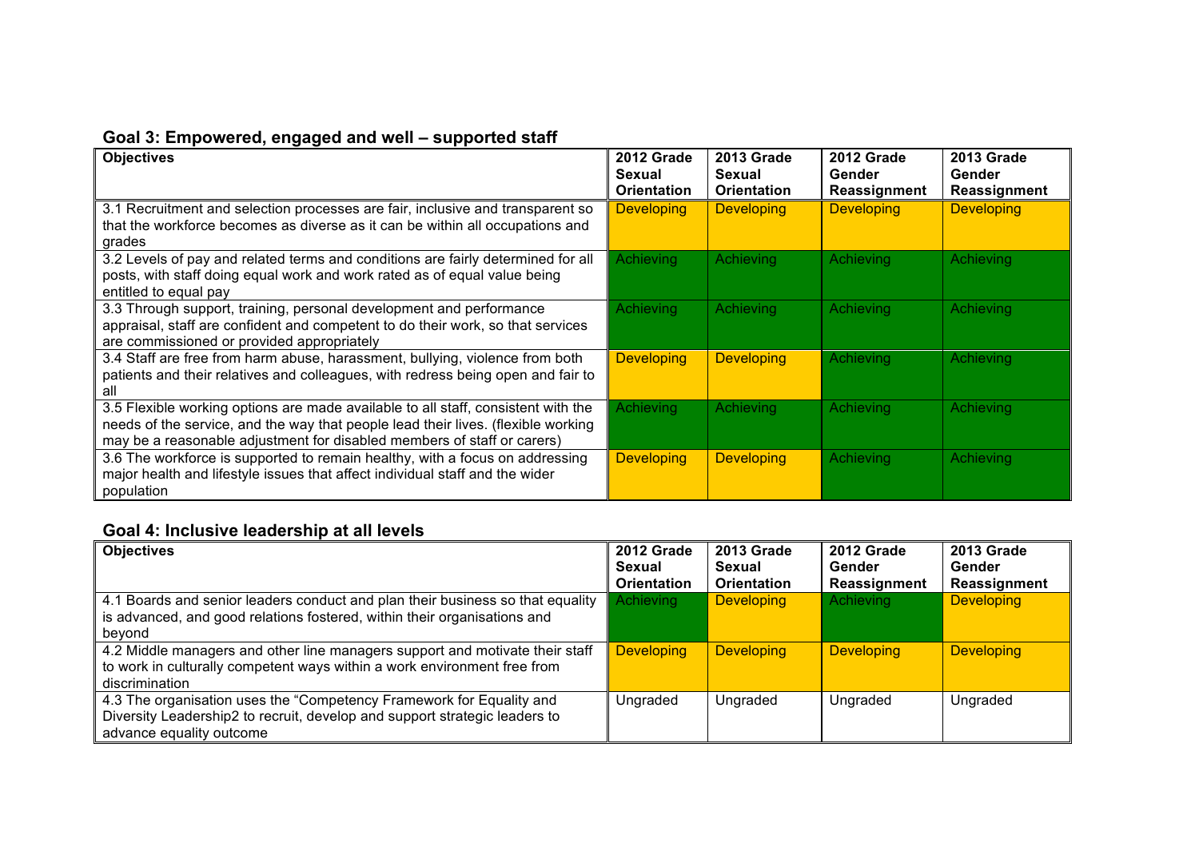## Goal 3: Empowered, engaged and well – supported staff

| Objectives | 2012 Grade Sexual Orientation | 2013 Grade Sexual Orientation | 2012 Grade Gender Reassignment | 2013 Grade Gender Reassignment |
|---|---|---|---|---|
| 3.1 Recruitment and selection processes are fair, inclusive and transparent so that the workforce becomes as diverse as it can be within all occupations and grades | Developing | Developing | Developing | Developing |
| 3.2 Levels of pay and related terms and conditions are fairly determined for all posts, with staff doing equal work and work rated as of equal value being entitled to equal pay | Achieving | Achieving | Achieving | Achieving |
| 3.3 Through support, training, personal development and performance appraisal, staff are confident and competent to do their work, so that services are commissioned or provided appropriately | Achieving | Achieving | Achieving | Achieving |
| 3.4 Staff are free from harm abuse, harassment, bullying, violence from both patients and their relatives and colleagues, with redress being open and fair to all | Developing | Developing | Achieving | Achieving |
| 3.5 Flexible working options are made available to all staff, consistent with the needs of the service, and the way that people lead their lives. (flexible working may be a reasonable adjustment for disabled members of staff or carers) | Achieving | Achieving | Achieving | Achieving |
| 3.6 The workforce is supported to remain healthy, with a focus on addressing major health and lifestyle issues that affect individual staff and the wider population | Developing | Developing | Achieving | Achieving |

## Goal 4: Inclusive leadership at all levels

| Objectives | 2012 Grade Sexual Orientation | 2013 Grade Sexual Orientation | 2012 Grade Gender Reassignment | 2013 Grade Gender Reassignment |
|---|---|---|---|---|
| 4.1 Boards and senior leaders conduct and plan their business so that equality is advanced, and good relations fostered, within their organisations and beyond | Achieving | Developing | Achieving | Developing |
| 4.2 Middle managers and other line managers support and motivate their staff to work in culturally competent ways within a work environment free from discrimination | Developing | Developing | Developing | Developing |
| 4.3 The organisation uses the "Competency Framework for Equality and Diversity Leadership2 to recruit, develop and support strategic leaders to advance equality outcome | Ungraded | Ungraded | Ungraded | Ungraded |